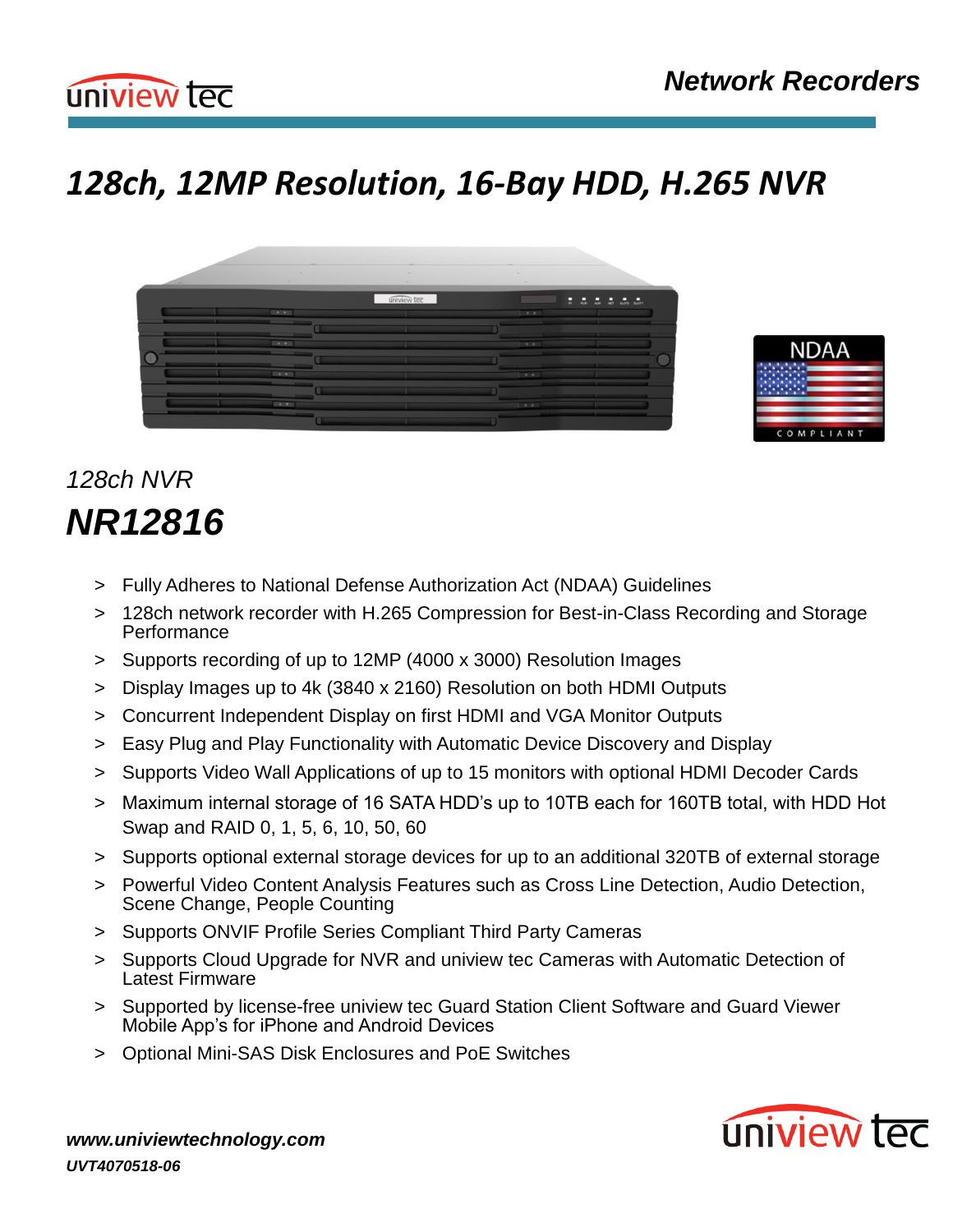# 128ch, 12MP Resolution, 16-Bay HDD, H.265 NVR

*128ch NVR*

## ***NR12816***

- Fully Adheres to National Defense Authorization Act (NDAA) Guidelines
- 128ch network recorder with H.265 Compression for Best-in-Class Recording and Storage Performance
- Supports recording of up to 12MP (4000 x 3000) Resolution Images
- Display Images up to 4k (3840 x 2160) Resolution on both HDMI Outputs
- Concurrent Independent Display on first HDMI and VGA Monitor Outputs
- Easy Plug and Play Functionality with Automatic Device Discovery and Display
- Supports Video Wall Applications of up to 15 monitors with optional HDMI Decoder Cards
- Maximum internal storage of 16 SATA HDD's up to 10TB each for 160TB total, with HDD Hot Swap and RAID 0, 1, 5, 6, 10, 50, 60
- Supports optional external storage devices for up to an additional 320TB of external storage
- Powerful Video Content Analysis Features such as Cross Line Detection, Audio Detection, Scene Change, People Counting
- Supports ONVIF Profile Series Compliant Third Party Cameras
- Supports Cloud Upgrade for NVR and uniview tec Cameras with Automatic Detection of Latest Firmware
- Supported by license-free uniview tec Guard Station Client Software and Guard Viewer Mobile App's for iPhone and Android Devices
- Optional Mini-SAS Disk Enclosures and PoE Switches

***www.univiewtechnology.com***

***UVT4070518-06***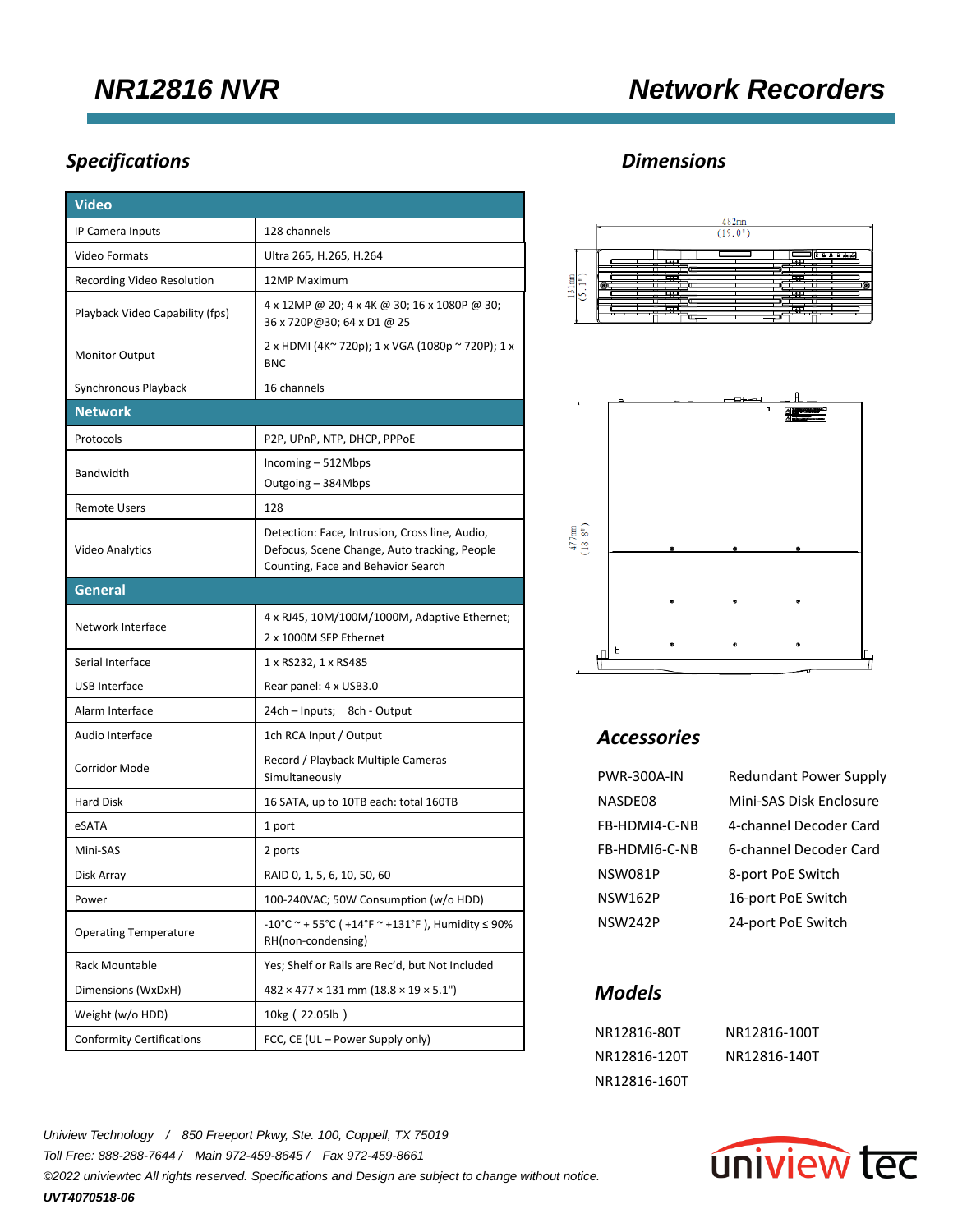# NR12816 NVR

# Network Recorders

## Specifications

| | |
|---|---|
| **Video** | |
| IP Camera Inputs | 128 channels |
| Video Formats | Ultra 265, H.265, H.264 |
| Recording Video Resolution | 12MP Maximum |
| Playback Video Capability (fps) | 4 x 12MP @ 20; 4 x 4K @ 30; 16 x 1080P @ 30; 36 x 720P@30; 64 x D1 @ 25 |
| Monitor Output | 2 x HDMI (4K~ 720p); 1 x VGA (1080p ~ 720P); 1 x BNC |
| Synchronous Playback | 16 channels |
| **Network** | |
| Protocols | P2P, UPnP, NTP, DHCP, PPPoE |
| Bandwidth | Incoming – 512Mbps<br>Outgoing – 384Mbps |
| Remote Users | 128 |
| Video Analytics | Detection: Face, Intrusion, Cross line, Audio, Defocus, Scene Change, Auto tracking, People Counting, Face and Behavior Search |
| **General** | |
| Network Interface | 4 x RJ45, 10M/100M/1000M, Adaptive Ethernet;<br>2 x 1000M SFP Ethernet |
| Serial Interface | 1 x RS232, 1 x RS485 |
| USB Interface | Rear panel: 4 x USB3.0 |
| Alarm Interface | 24ch – Inputs; 8ch - Output |
| Audio Interface | 1ch RCA Input / Output |
| Corridor Mode | Record / Playback Multiple Cameras Simultaneously |
| Hard Disk | 16 SATA, up to 10TB each: total 160TB |
| eSATA | 1 port |
| Mini-SAS | 2 ports |
| Disk Array | RAID 0, 1, 5, 6, 10, 50, 60 |
| Power | 100-240VAC; 50W Consumption (w/o HDD) |
| Operating Temperature | -10°C ~ + 55°C ( +14°F ~ +131°F ), Humidity ≤ 90% RH(non-condensing) |
| Rack Mountable | Yes; Shelf or Rails are Rec'd, but Not Included |
| Dimensions (WxDxH) | 482 × 477 × 131 mm (18.8 × 19 × 5.1") |
| Weight (w/o HDD) | 10kg ( 22.05lb ) |
| Conformity Certifications | FCC, CE (UL – Power Supply only) |

## Dimensions

482mm
(19.0")

131mm
(5.1")

477mm
(18.8")

## Accessories

| | |
|---|---|
| PWR-300A-IN | Redundant Power Supply |
| NASDE08 | Mini-SAS Disk Enclosure |
| FB-HDMI4-C-NB | 4-channel Decoder Card |
| FB-HDMI6-C-NB | 6-channel Decoder Card |
| NSW081P | 8-port PoE Switch |
| NSW162P | 16-port PoE Switch |
| NSW242P | 24-port PoE Switch |

## Models

NR12816-80T
NR12816-100T
NR12816-120T
NR12816-140T
NR12816-160T

*Uniview Technology / 850 Freeport Pkwy, Ste. 100, Coppell, TX 75019*
*Toll Free: 888-288-7644 / Main 972-459-8645 / Fax 972-459-8661*
*©2022 univiewtec All rights reserved. Specifications and Design are subject to change without notice.*
***UVT4070518-06***

uniview tec